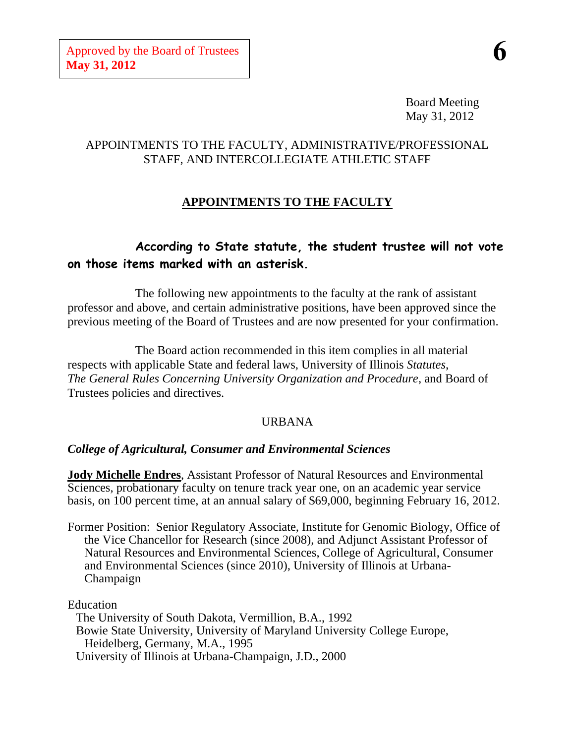Approved by the Board of Trustees
**May 31, 2012**

**6**

Board Meeting
May 31, 2012

APPOINTMENTS TO THE FACULTY, ADMINISTRATIVE/PROFESSIONAL STAFF, AND INTERCOLLEGIATE ATHLETIC STAFF

## APPOINTMENTS TO THE FACULTY

**According to State statute, the student trustee will not vote on those items marked with an asterisk.**

The following new appointments to the faculty at the rank of assistant professor and above, and certain administrative positions, have been approved since the previous meeting of the Board of Trustees and are now presented for your confirmation.

The Board action recommended in this item complies in all material respects with applicable State and federal laws, University of Illinois *Statutes*, *The General Rules Concerning University Organization and Procedure*, and Board of Trustees policies and directives.

URBANA

***College of Agricultural, Consumer and Environmental Sciences***

**Jody Michelle Endres**, Assistant Professor of Natural Resources and Environmental Sciences, probationary faculty on tenure track year one, on an academic year service basis, on 100 percent time, at an annual salary of $69,000, beginning February 16, 2012.

Former Position: Senior Regulatory Associate, Institute for Genomic Biology, Office of the Vice Chancellor for Research (since 2008), and Adjunct Assistant Professor of Natural Resources and Environmental Sciences, College of Agricultural, Consumer and Environmental Sciences (since 2010), University of Illinois at Urbana-Champaign

Education
- The University of South Dakota, Vermillion, B.A., 1992
- Bowie State University, University of Maryland University College Europe, Heidelberg, Germany, M.A., 1995
- University of Illinois at Urbana-Champaign, J.D., 2000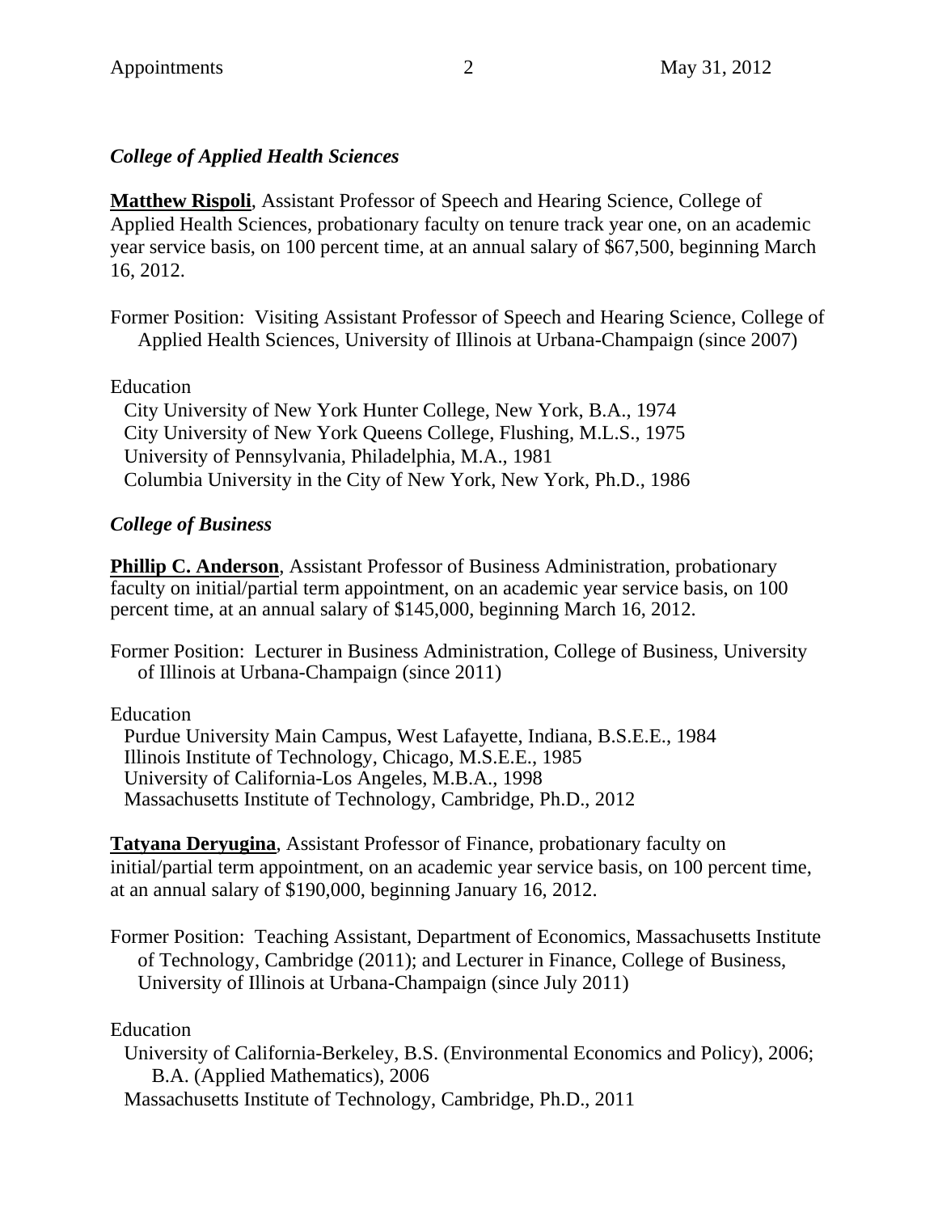### *College of Applied Health Sciences*

**Matthew Rispoli**, Assistant Professor of Speech and Hearing Science, College of Applied Health Sciences, probationary faculty on tenure track year one, on an academic year service basis, on 100 percent time, at an annual salary of $67,500, beginning March 16, 2012.

Former Position: Visiting Assistant Professor of Speech and Hearing Science, College of Applied Health Sciences, University of Illinois at Urbana-Champaign (since 2007)

Education
City University of New York Hunter College, New York, B.A., 1974
City University of New York Queens College, Flushing, M.L.S., 1975
University of Pennsylvania, Philadelphia, M.A., 1981
Columbia University in the City of New York, New York, Ph.D., 1986

### *College of Business*

**Phillip C. Anderson**, Assistant Professor of Business Administration, probationary faculty on initial/partial term appointment, on an academic year service basis, on 100 percent time, at an annual salary of $145,000, beginning March 16, 2012.

Former Position: Lecturer in Business Administration, College of Business, University of Illinois at Urbana-Champaign (since 2011)

Education
Purdue University Main Campus, West Lafayette, Indiana, B.S.E.E., 1984
Illinois Institute of Technology, Chicago, M.S.E.E., 1985
University of California-Los Angeles, M.B.A., 1998
Massachusetts Institute of Technology, Cambridge, Ph.D., 2012

**Tatyana Deryugina**, Assistant Professor of Finance, probationary faculty on initial/partial term appointment, on an academic year service basis, on 100 percent time, at an annual salary of $190,000, beginning January 16, 2012.

Former Position: Teaching Assistant, Department of Economics, Massachusetts Institute of Technology, Cambridge (2011); and Lecturer in Finance, College of Business, University of Illinois at Urbana-Champaign (since July 2011)

Education
University of California-Berkeley, B.S. (Environmental Economics and Policy), 2006; B.A. (Applied Mathematics), 2006
Massachusetts Institute of Technology, Cambridge, Ph.D., 2011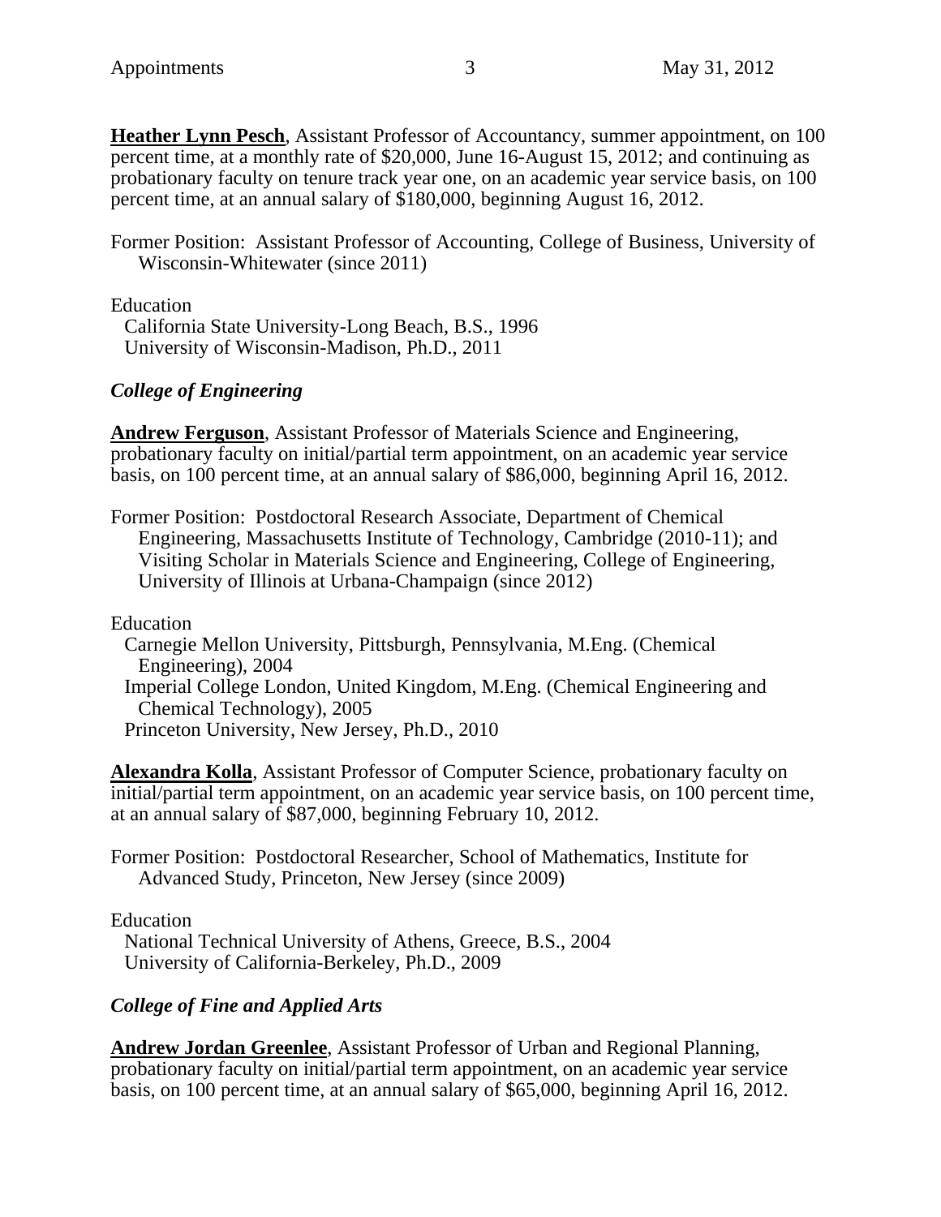**Heather Lynn Pesch**, Assistant Professor of Accountancy, summer appointment, on 100 percent time, at a monthly rate of $20,000, June 16-August 15, 2012; and continuing as probationary faculty on tenure track year one, on an academic year service basis, on 100 percent time, at an annual salary of $180,000, beginning August 16, 2012.

Former Position: Assistant Professor of Accounting, College of Business, University of Wisconsin-Whitewater (since 2011)

Education
California State University-Long Beach, B.S., 1996
University of Wisconsin-Madison, Ph.D., 2011

### *College of Engineering*

**Andrew Ferguson**, Assistant Professor of Materials Science and Engineering, probationary faculty on initial/partial term appointment, on an academic year service basis, on 100 percent time, at an annual salary of $86,000, beginning April 16, 2012.

Former Position: Postdoctoral Research Associate, Department of Chemical Engineering, Massachusetts Institute of Technology, Cambridge (2010-11); and Visiting Scholar in Materials Science and Engineering, College of Engineering, University of Illinois at Urbana-Champaign (since 2012)

Education
Carnegie Mellon University, Pittsburgh, Pennsylvania, M.Eng. (Chemical Engineering), 2004
Imperial College London, United Kingdom, M.Eng. (Chemical Engineering and Chemical Technology), 2005
Princeton University, New Jersey, Ph.D., 2010

**Alexandra Kolla**, Assistant Professor of Computer Science, probationary faculty on initial/partial term appointment, on an academic year service basis, on 100 percent time, at an annual salary of $87,000, beginning February 10, 2012.

Former Position: Postdoctoral Researcher, School of Mathematics, Institute for Advanced Study, Princeton, New Jersey (since 2009)

Education
National Technical University of Athens, Greece, B.S., 2004
University of California-Berkeley, Ph.D., 2009

### *College of Fine and Applied Arts*

**Andrew Jordan Greenlee**, Assistant Professor of Urban and Regional Planning, probationary faculty on initial/partial term appointment, on an academic year service basis, on 100 percent time, at an annual salary of $65,000, beginning April 16, 2012.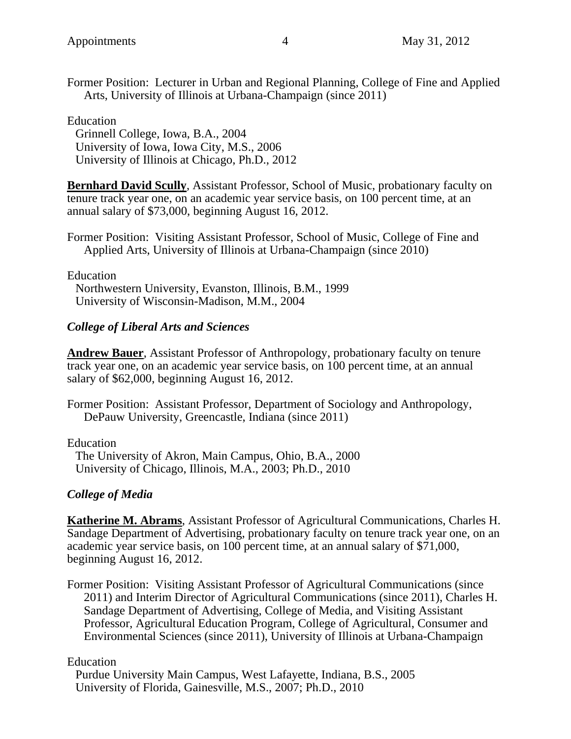Former Position: Lecturer in Urban and Regional Planning, College of Fine and Applied Arts, University of Illinois at Urbana-Champaign (since 2011)

Education
Grinnell College, Iowa, B.A., 2004
University of Iowa, Iowa City, M.S., 2006
University of Illinois at Chicago, Ph.D., 2012

**Bernhard David Scully**, Assistant Professor, School of Music, probationary faculty on tenure track year one, on an academic year service basis, on 100 percent time, at an annual salary of $73,000, beginning August 16, 2012.

Former Position: Visiting Assistant Professor, School of Music, College of Fine and Applied Arts, University of Illinois at Urbana-Champaign (since 2010)

Education
Northwestern University, Evanston, Illinois, B.M., 1999
University of Wisconsin-Madison, M.M., 2004

### *College of Liberal Arts and Sciences*

**Andrew Bauer**, Assistant Professor of Anthropology, probationary faculty on tenure track year one, on an academic year service basis, on 100 percent time, at an annual salary of $62,000, beginning August 16, 2012.

Former Position: Assistant Professor, Department of Sociology and Anthropology, DePauw University, Greencastle, Indiana (since 2011)

Education
The University of Akron, Main Campus, Ohio, B.A., 2000
University of Chicago, Illinois, M.A., 2003; Ph.D., 2010

### *College of Media*

**Katherine M. Abrams**, Assistant Professor of Agricultural Communications, Charles H. Sandage Department of Advertising, probationary faculty on tenure track year one, on an academic year service basis, on 100 percent time, at an annual salary of $71,000, beginning August 16, 2012.

Former Position: Visiting Assistant Professor of Agricultural Communications (since 2011) and Interim Director of Agricultural Communications (since 2011), Charles H. Sandage Department of Advertising, College of Media, and Visiting Assistant Professor, Agricultural Education Program, College of Agricultural, Consumer and Environmental Sciences (since 2011), University of Illinois at Urbana-Champaign

Education
Purdue University Main Campus, West Lafayette, Indiana, B.S., 2005
University of Florida, Gainesville, M.S., 2007; Ph.D., 2010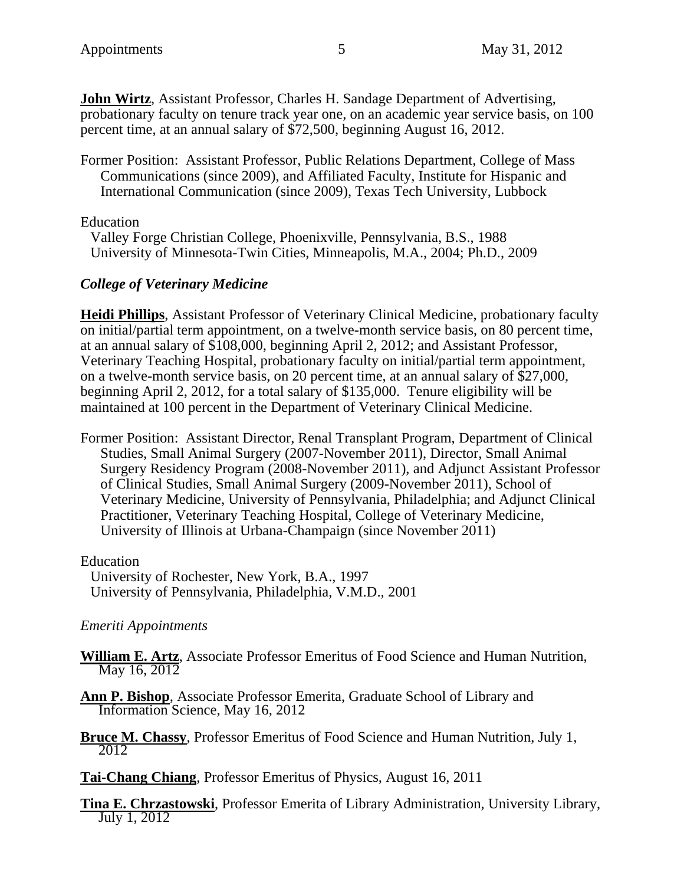**John Wirtz**, Assistant Professor, Charles H. Sandage Department of Advertising, probationary faculty on tenure track year one, on an academic year service basis, on 100 percent time, at an annual salary of $72,500, beginning August 16, 2012.

Former Position: Assistant Professor, Public Relations Department, College of Mass Communications (since 2009), and Affiliated Faculty, Institute for Hispanic and International Communication (since 2009), Texas Tech University, Lubbock

Education
Valley Forge Christian College, Phoenixville, Pennsylvania, B.S., 1988
University of Minnesota-Twin Cities, Minneapolis, M.A., 2004; Ph.D., 2009

### *College of Veterinary Medicine*

**Heidi Phillips**, Assistant Professor of Veterinary Clinical Medicine, probationary faculty on initial/partial term appointment, on a twelve-month service basis, on 80 percent time, at an annual salary of $108,000, beginning April 2, 2012; and Assistant Professor, Veterinary Teaching Hospital, probationary faculty on initial/partial term appointment, on a twelve-month service basis, on 20 percent time, at an annual salary of $27,000, beginning April 2, 2012, for a total salary of $135,000. Tenure eligibility will be maintained at 100 percent in the Department of Veterinary Clinical Medicine.

Former Position: Assistant Director, Renal Transplant Program, Department of Clinical Studies, Small Animal Surgery (2007-November 2011), Director, Small Animal Surgery Residency Program (2008-November 2011), and Adjunct Assistant Professor of Clinical Studies, Small Animal Surgery (2009-November 2011), School of Veterinary Medicine, University of Pennsylvania, Philadelphia; and Adjunct Clinical Practitioner, Veterinary Teaching Hospital, College of Veterinary Medicine, University of Illinois at Urbana-Champaign (since November 2011)

Education
University of Rochester, New York, B.A., 1997
University of Pennsylvania, Philadelphia, V.M.D., 2001

### *Emeriti Appointments*

**William E. Artz**, Associate Professor Emeritus of Food Science and Human Nutrition, May 16, 2012

**Ann P. Bishop**, Associate Professor Emerita, Graduate School of Library and Information Science, May 16, 2012

**Bruce M. Chassy**, Professor Emeritus of Food Science and Human Nutrition, July 1, 2012

**Tai-Chang Chiang**, Professor Emeritus of Physics, August 16, 2011

**Tina E. Chrzastowski**, Professor Emerita of Library Administration, University Library, July 1, 2012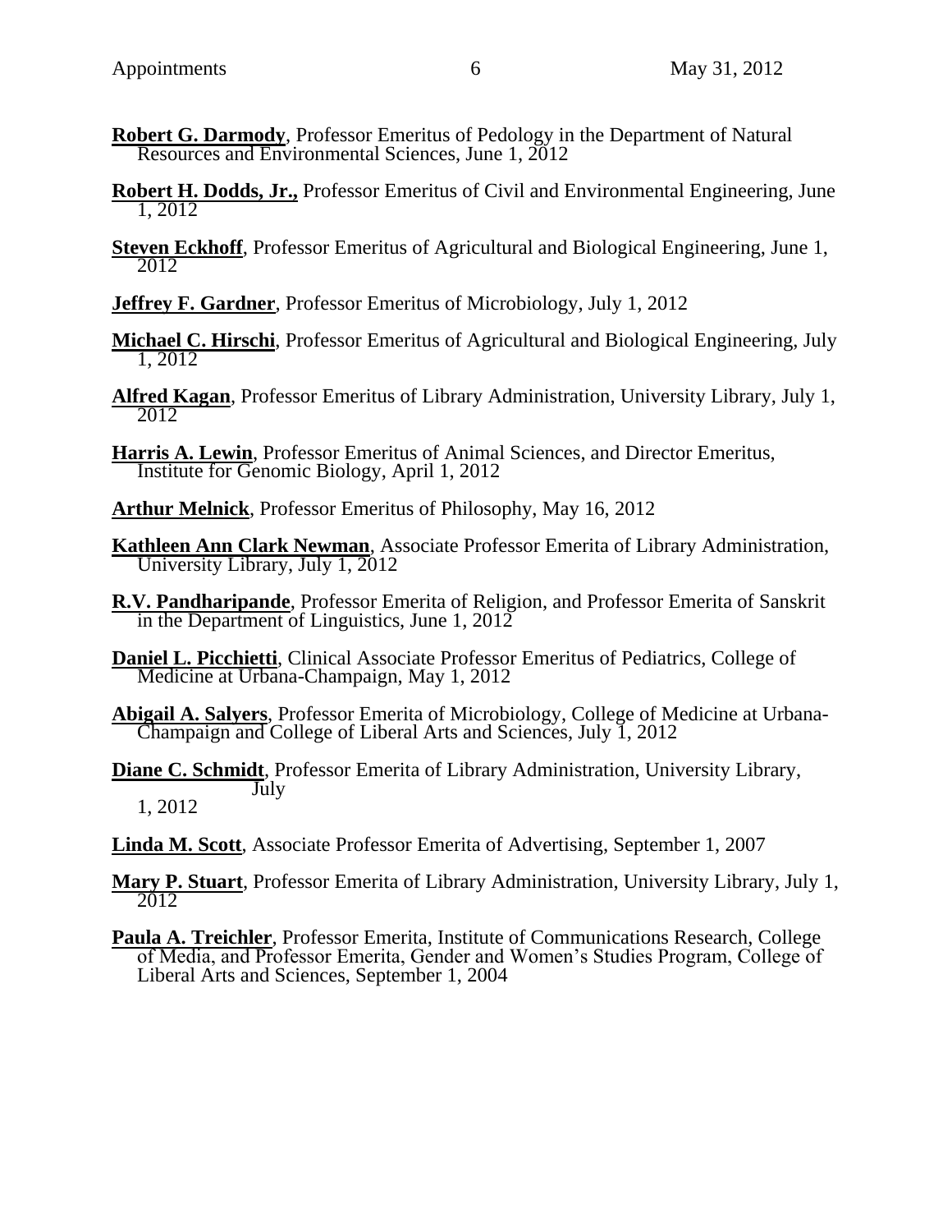**Robert G. Darmody**, Professor Emeritus of Pedology in the Department of Natural Resources and Environmental Sciences, June 1, 2012

**Robert H. Dodds, Jr.,** Professor Emeritus of Civil and Environmental Engineering, June 1, 2012

**Steven Eckhoff**, Professor Emeritus of Agricultural and Biological Engineering, June 1, 2012

**Jeffrey F. Gardner**, Professor Emeritus of Microbiology, July 1, 2012

**Michael C. Hirschi**, Professor Emeritus of Agricultural and Biological Engineering, July 1, 2012

**Alfred Kagan**, Professor Emeritus of Library Administration, University Library, July 1, 2012

**Harris A. Lewin**, Professor Emeritus of Animal Sciences, and Director Emeritus, Institute for Genomic Biology, April 1, 2012

**Arthur Melnick**, Professor Emeritus of Philosophy, May 16, 2012

**Kathleen Ann Clark Newman**, Associate Professor Emerita of Library Administration, University Library, July 1, 2012

**R.V. Pandharipande**, Professor Emerita of Religion, and Professor Emerita of Sanskrit in the Department of Linguistics, June 1, 2012

**Daniel L. Picchietti**, Clinical Associate Professor Emeritus of Pediatrics, College of Medicine at Urbana-Champaign, May 1, 2012

**Abigail A. Salyers**, Professor Emerita of Microbiology, College of Medicine at Urbana-Champaign and College of Liberal Arts and Sciences, July 1, 2012

**Diane C. Schmidt**, Professor Emerita of Library Administration, University Library, July 1, 2012

**Linda M. Scott**, Associate Professor Emerita of Advertising, September 1, 2007

**Mary P. Stuart**, Professor Emerita of Library Administration, University Library, July 1, 2012

**Paula A. Treichler**, Professor Emerita, Institute of Communications Research, College of Media, and Professor Emerita, Gender and Women's Studies Program, College of Liberal Arts and Sciences, September 1, 2004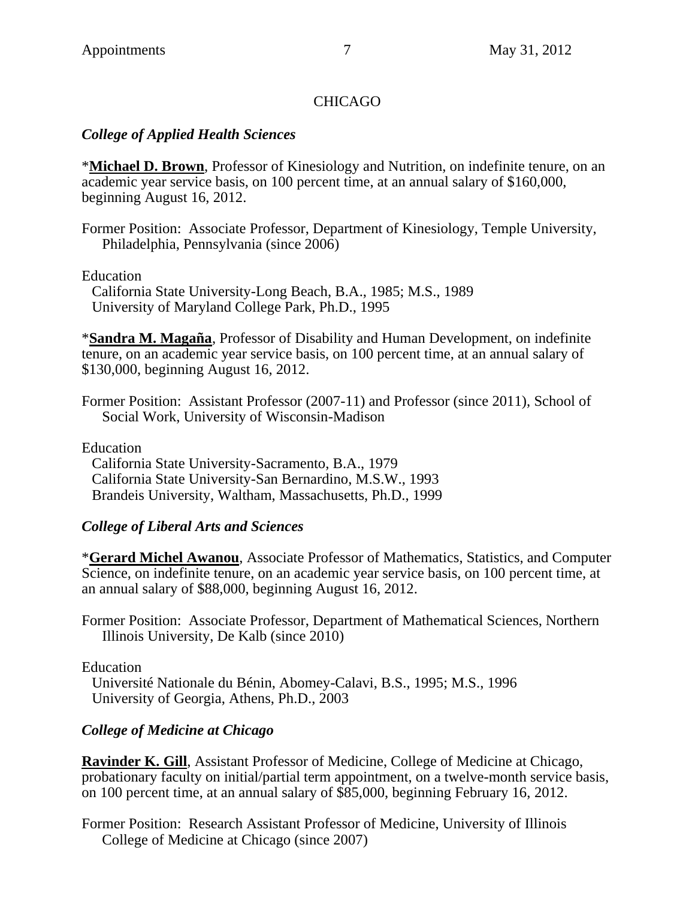## CHICAGO

### *College of Applied Health Sciences*

*<u>**Michael D. Brown**</u>, Professor of Kinesiology and Nutrition, on indefinite tenure, on an academic year service basis, on 100 percent time, at an annual salary of $160,000, beginning August 16, 2012.

Former Position: Associate Professor, Department of Kinesiology, Temple University, Philadelphia, Pennsylvania (since 2006)

Education
California State University-Long Beach, B.A., 1985; M.S., 1989
University of Maryland College Park, Ph.D., 1995

*<u>**Sandra M. Magaña**</u>, Professor of Disability and Human Development, on indefinite tenure, on an academic year service basis, on 100 percent time, at an annual salary of $130,000, beginning August 16, 2012.

Former Position: Assistant Professor (2007-11) and Professor (since 2011), School of Social Work, University of Wisconsin-Madison

Education
California State University-Sacramento, B.A., 1979
California State University-San Bernardino, M.S.W., 1993
Brandeis University, Waltham, Massachusetts, Ph.D., 1999

### *College of Liberal Arts and Sciences*

*<u>**Gerard Michel Awanou**</u>, Associate Professor of Mathematics, Statistics, and Computer Science, on indefinite tenure, on an academic year service basis, on 100 percent time, at an annual salary of $88,000, beginning August 16, 2012.

Former Position: Associate Professor, Department of Mathematical Sciences, Northern Illinois University, De Kalb (since 2010)

Education
Université Nationale du Bénin, Abomey-Calavi, B.S., 1995; M.S., 1996
University of Georgia, Athens, Ph.D., 2003

### *College of Medicine at Chicago*

<u>**Ravinder K. Gill**</u>, Assistant Professor of Medicine, College of Medicine at Chicago, probationary faculty on initial/partial term appointment, on a twelve-month service basis, on 100 percent time, at an annual salary of $85,000, beginning February 16, 2012.

Former Position: Research Assistant Professor of Medicine, University of Illinois College of Medicine at Chicago (since 2007)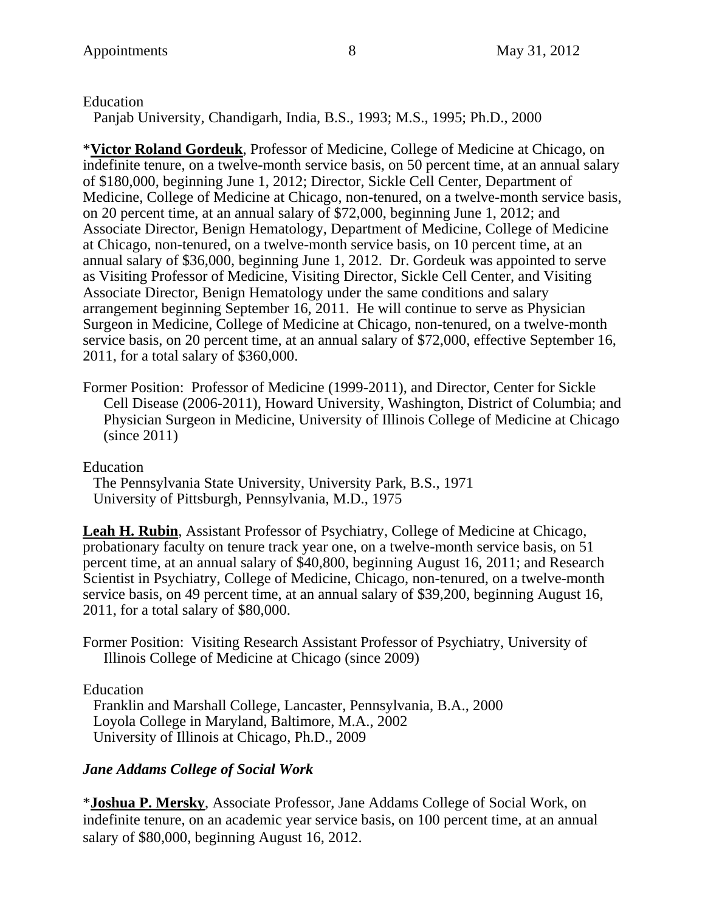Education

Panjab University, Chandigarh, India, B.S., 1993; M.S., 1995; Ph.D., 2000

*__Victor Roland Gordeuk__, Professor of Medicine, College of Medicine at Chicago, on indefinite tenure, on a twelve-month service basis, on 50 percent time, at an annual salary of $180,000, beginning June 1, 2012; Director, Sickle Cell Center, Department of Medicine, College of Medicine at Chicago, non-tenured, on a twelve-month service basis, on 20 percent time, at an annual salary of $72,000, beginning June 1, 2012; and Associate Director, Benign Hematology, Department of Medicine, College of Medicine at Chicago, non-tenured, on a twelve-month service basis, on 10 percent time, at an annual salary of $36,000, beginning June 1, 2012. Dr. Gordeuk was appointed to serve as Visiting Professor of Medicine, Visiting Director, Sickle Cell Center, and Visiting Associate Director, Benign Hematology under the same conditions and salary arrangement beginning September 16, 2011. He will continue to serve as Physician Surgeon in Medicine, College of Medicine at Chicago, non-tenured, on a twelve-month service basis, on 20 percent time, at an annual salary of $72,000, effective September 16, 2011, for a total salary of $360,000.

Former Position: Professor of Medicine (1999-2011), and Director, Center for Sickle Cell Disease (2006-2011), Howard University, Washington, District of Columbia; and Physician Surgeon in Medicine, University of Illinois College of Medicine at Chicago (since 2011)

Education

The Pennsylvania State University, University Park, B.S., 1971
University of Pittsburgh, Pennsylvania, M.D., 1975

__Leah H. Rubin__, Assistant Professor of Psychiatry, College of Medicine at Chicago, probationary faculty on tenure track year one, on a twelve-month service basis, on 51 percent time, at an annual salary of $40,800, beginning August 16, 2011; and Research Scientist in Psychiatry, College of Medicine, Chicago, non-tenured, on a twelve-month service basis, on 49 percent time, at an annual salary of $39,200, beginning August 16, 2011, for a total salary of $80,000.

Former Position: Visiting Research Assistant Professor of Psychiatry, University of Illinois College of Medicine at Chicago (since 2009)

Education

Franklin and Marshall College, Lancaster, Pennsylvania, B.A., 2000
Loyola College in Maryland, Baltimore, M.A., 2002
University of Illinois at Chicago, Ph.D., 2009

### *Jane Addams College of Social Work*

*__Joshua P. Mersky__, Associate Professor, Jane Addams College of Social Work, on indefinite tenure, on an academic year service basis, on 100 percent time, at an annual salary of $80,000, beginning August 16, 2012.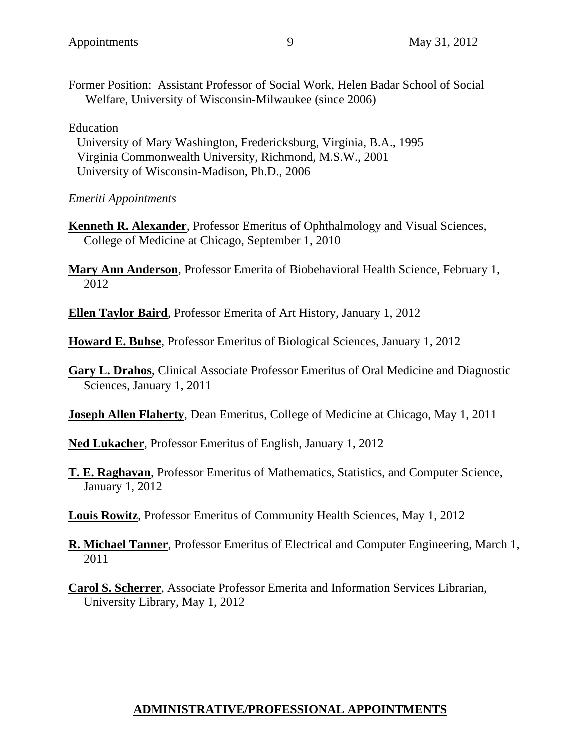Former Position: Assistant Professor of Social Work, Helen Badar School of Social Welfare, University of Wisconsin-Milwaukee (since 2006)

Education

University of Mary Washington, Fredericksburg, Virginia, B.A., 1995
Virginia Commonwealth University, Richmond, M.S.W., 2001
University of Wisconsin-Madison, Ph.D., 2006

*Emeriti Appointments*

**Kenneth R. Alexander**, Professor Emeritus of Ophthalmology and Visual Sciences, College of Medicine at Chicago, September 1, 2010

**Mary Ann Anderson**, Professor Emerita of Biobehavioral Health Science, February 1, 2012

**Ellen Taylor Baird**, Professor Emerita of Art History, January 1, 2012

**Howard E. Buhse**, Professor Emeritus of Biological Sciences, January 1, 2012

**Gary L. Drahos**, Clinical Associate Professor Emeritus of Oral Medicine and Diagnostic Sciences, January 1, 2011

**Joseph Allen Flaherty**, Dean Emeritus, College of Medicine at Chicago, May 1, 2011

**Ned Lukacher**, Professor Emeritus of English, January 1, 2012

**T. E. Raghavan**, Professor Emeritus of Mathematics, Statistics, and Computer Science, January 1, 2012

**Louis Rowitz**, Professor Emeritus of Community Health Sciences, May 1, 2012

**R. Michael Tanner**, Professor Emeritus of Electrical and Computer Engineering, March 1, 2011

**Carol S. Scherrer**, Associate Professor Emerita and Information Services Librarian, University Library, May 1, 2012

## ADMINISTRATIVE/PROFESSIONAL APPOINTMENTS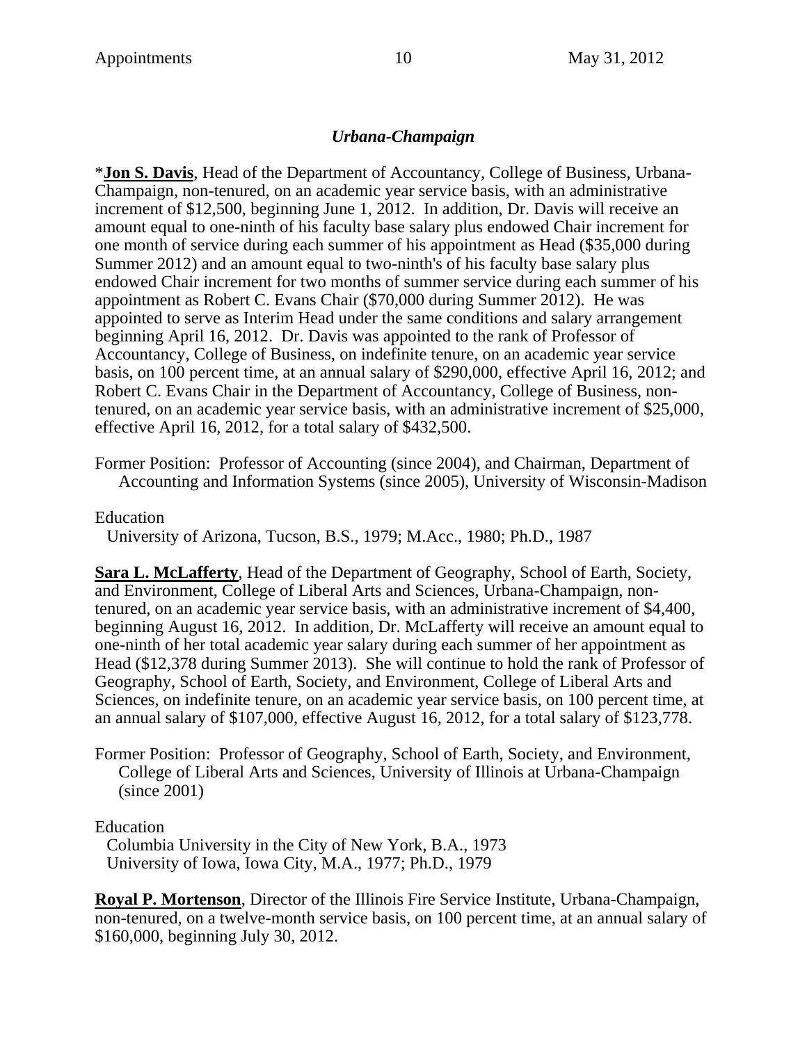### *Urbana-Champaign*

*<u>**Jon S. Davis**</u>, Head of the Department of Accountancy, College of Business, Urbana-Champaign, non-tenured, on an academic year service basis, with an administrative increment of $12,500, beginning June 1, 2012. In addition, Dr. Davis will receive an amount equal to one-ninth of his faculty base salary plus endowed Chair increment for one month of service during each summer of his appointment as Head ($35,000 during Summer 2012) and an amount equal to two-ninth's of his faculty base salary plus endowed Chair increment for two months of summer service during each summer of his appointment as Robert C. Evans Chair ($70,000 during Summer 2012). He was appointed to serve as Interim Head under the same conditions and salary arrangement beginning April 16, 2012. Dr. Davis was appointed to the rank of Professor of Accountancy, College of Business, on indefinite tenure, on an academic year service basis, on 100 percent time, at an annual salary of $290,000, effective April 16, 2012; and Robert C. Evans Chair in the Department of Accountancy, College of Business, non-tenured, on an academic year service basis, with an administrative increment of $25,000, effective April 16, 2012, for a total salary of $432,500.

Former Position: Professor of Accounting (since 2004), and Chairman, Department of Accounting and Information Systems (since 2005), University of Wisconsin-Madison

Education
University of Arizona, Tucson, B.S., 1979; M.Acc., 1980; Ph.D., 1987

<u>**Sara L. McLafferty**</u>, Head of the Department of Geography, School of Earth, Society, and Environment, College of Liberal Arts and Sciences, Urbana-Champaign, non-tenured, on an academic year service basis, with an administrative increment of $4,400, beginning August 16, 2012. In addition, Dr. McLafferty will receive an amount equal to one-ninth of her total academic year salary during each summer of her appointment as Head ($12,378 during Summer 2013). She will continue to hold the rank of Professor of Geography, School of Earth, Society, and Environment, College of Liberal Arts and Sciences, on indefinite tenure, on an academic year service basis, on 100 percent time, at an annual salary of $107,000, effective August 16, 2012, for a total salary of $123,778.

Former Position: Professor of Geography, School of Earth, Society, and Environment, College of Liberal Arts and Sciences, University of Illinois at Urbana-Champaign (since 2001)

Education
Columbia University in the City of New York, B.A., 1973
University of Iowa, Iowa City, M.A., 1977; Ph.D., 1979

<u>**Royal P. Mortenson**</u>, Director of the Illinois Fire Service Institute, Urbana-Champaign, non-tenured, on a twelve-month service basis, on 100 percent time, at an annual salary of $160,000, beginning July 30, 2012.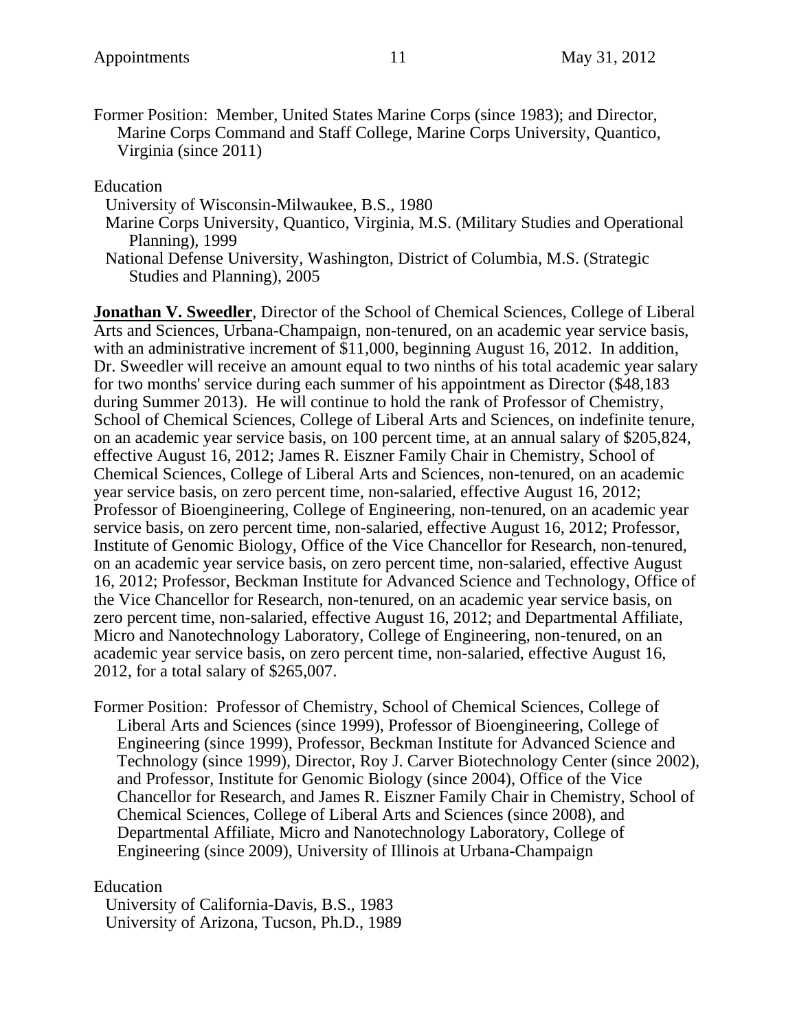Former Position: Member, United States Marine Corps (since 1983); and Director, Marine Corps Command and Staff College, Marine Corps University, Quantico, Virginia (since 2011)

Education

University of Wisconsin-Milwaukee, B.S., 1980
Marine Corps University, Quantico, Virginia, M.S. (Military Studies and Operational Planning), 1999
National Defense University, Washington, District of Columbia, M.S. (Strategic Studies and Planning), 2005

**Jonathan V. Sweedler**, Director of the School of Chemical Sciences, College of Liberal Arts and Sciences, Urbana-Champaign, non-tenured, on an academic year service basis, with an administrative increment of $11,000, beginning August 16, 2012. In addition, Dr. Sweedler will receive an amount equal to two ninths of his total academic year salary for two months' service during each summer of his appointment as Director ($48,183 during Summer 2013). He will continue to hold the rank of Professor of Chemistry, School of Chemical Sciences, College of Liberal Arts and Sciences, on indefinite tenure, on an academic year service basis, on 100 percent time, at an annual salary of $205,824, effective August 16, 2012; James R. Eiszner Family Chair in Chemistry, School of Chemical Sciences, College of Liberal Arts and Sciences, non-tenured, on an academic year service basis, on zero percent time, non-salaried, effective August 16, 2012; Professor of Bioengineering, College of Engineering, non-tenured, on an academic year service basis, on zero percent time, non-salaried, effective August 16, 2012; Professor, Institute of Genomic Biology, Office of the Vice Chancellor for Research, non-tenured, on an academic year service basis, on zero percent time, non-salaried, effective August 16, 2012; Professor, Beckman Institute for Advanced Science and Technology, Office of the Vice Chancellor for Research, non-tenured, on an academic year service basis, on zero percent time, non-salaried, effective August 16, 2012; and Departmental Affiliate, Micro and Nanotechnology Laboratory, College of Engineering, non-tenured, on an academic year service basis, on zero percent time, non-salaried, effective August 16, 2012, for a total salary of $265,007.

Former Position: Professor of Chemistry, School of Chemical Sciences, College of Liberal Arts and Sciences (since 1999), Professor of Bioengineering, College of Engineering (since 1999), Professor, Beckman Institute for Advanced Science and Technology (since 1999), Director, Roy J. Carver Biotechnology Center (since 2002), and Professor, Institute for Genomic Biology (since 2004), Office of the Vice Chancellor for Research, and James R. Eiszner Family Chair in Chemistry, School of Chemical Sciences, College of Liberal Arts and Sciences (since 2008), and Departmental Affiliate, Micro and Nanotechnology Laboratory, College of Engineering (since 2009), University of Illinois at Urbana-Champaign

Education

University of California-Davis, B.S., 1983
University of Arizona, Tucson, Ph.D., 1989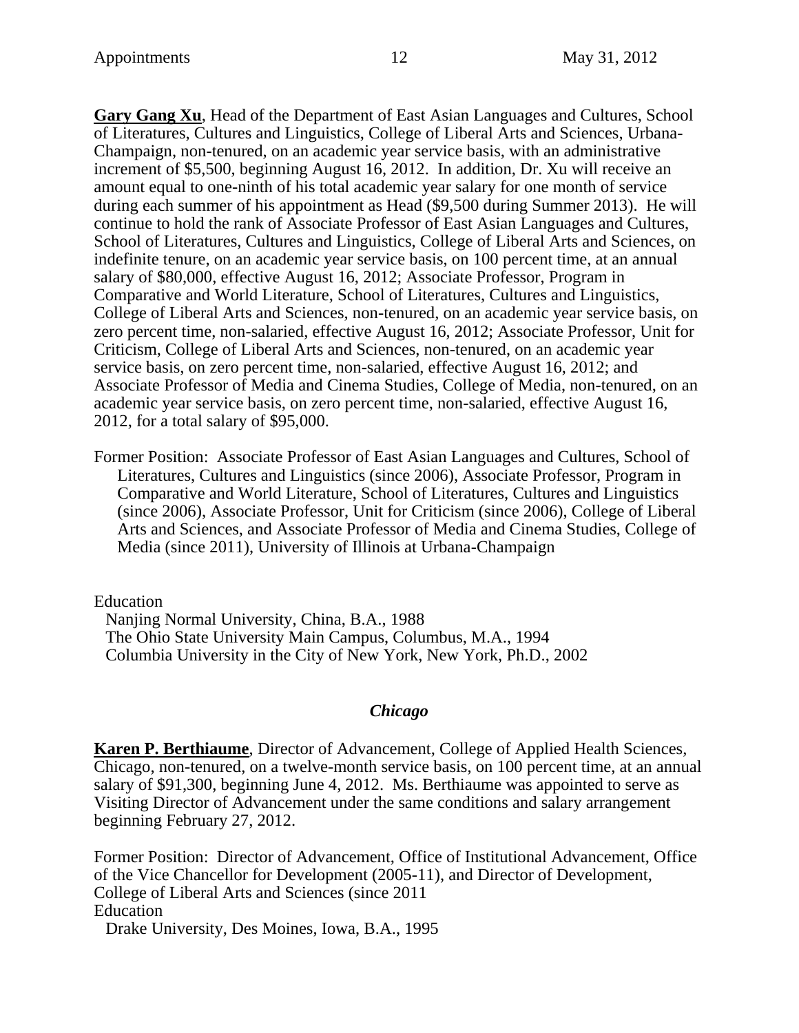**Gary Gang Xu**, Head of the Department of East Asian Languages and Cultures, School of Literatures, Cultures and Linguistics, College of Liberal Arts and Sciences, Urbana-Champaign, non-tenured, on an academic year service basis, with an administrative increment of $5,500, beginning August 16, 2012. In addition, Dr. Xu will receive an amount equal to one-ninth of his total academic year salary for one month of service during each summer of his appointment as Head ($9,500 during Summer 2013). He will continue to hold the rank of Associate Professor of East Asian Languages and Cultures, School of Literatures, Cultures and Linguistics, College of Liberal Arts and Sciences, on indefinite tenure, on an academic year service basis, on 100 percent time, at an annual salary of $80,000, effective August 16, 2012; Associate Professor, Program in Comparative and World Literature, School of Literatures, Cultures and Linguistics, College of Liberal Arts and Sciences, non-tenured, on an academic year service basis, on zero percent time, non-salaried, effective August 16, 2012; Associate Professor, Unit for Criticism, College of Liberal Arts and Sciences, non-tenured, on an academic year service basis, on zero percent time, non-salaried, effective August 16, 2012; and Associate Professor of Media and Cinema Studies, College of Media, non-tenured, on an academic year service basis, on zero percent time, non-salaried, effective August 16, 2012, for a total salary of $95,000.

Former Position: Associate Professor of East Asian Languages and Cultures, School of Literatures, Cultures and Linguistics (since 2006), Associate Professor, Program in Comparative and World Literature, School of Literatures, Cultures and Linguistics (since 2006), Associate Professor, Unit for Criticism (since 2006), College of Liberal Arts and Sciences, and Associate Professor of Media and Cinema Studies, College of Media (since 2011), University of Illinois at Urbana-Champaign

Education
Nanjing Normal University, China, B.A., 1988
The Ohio State University Main Campus, Columbus, M.A., 1994
Columbia University in the City of New York, New York, Ph.D., 2002

## *Chicago*

**Karen P. Berthiaume**, Director of Advancement, College of Applied Health Sciences, Chicago, non-tenured, on a twelve-month service basis, on 100 percent time, at an annual salary of $91,300, beginning June 4, 2012. Ms. Berthiaume was appointed to serve as Visiting Director of Advancement under the same conditions and salary arrangement beginning February 27, 2012.

Former Position: Director of Advancement, Office of Institutional Advancement, Office of the Vice Chancellor for Development (2005-11), and Director of Development, College of Liberal Arts and Sciences (since 2011

Education
Drake University, Des Moines, Iowa, B.A., 1995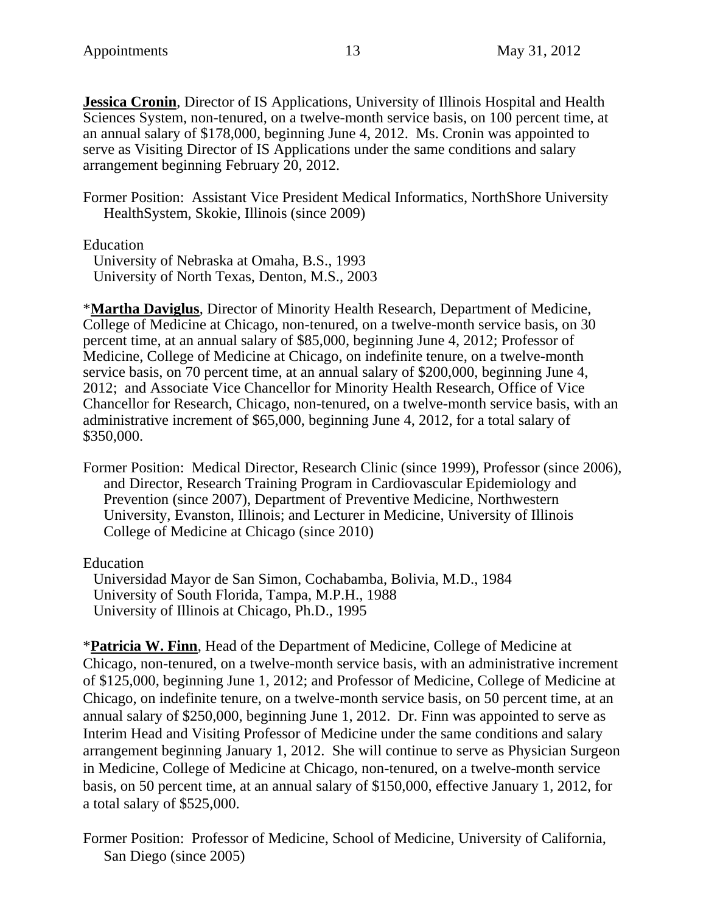**Jessica Cronin**, Director of IS Applications, University of Illinois Hospital and Health Sciences System, non-tenured, on a twelve-month service basis, on 100 percent time, at an annual salary of $178,000, beginning June 4, 2012. Ms. Cronin was appointed to serve as Visiting Director of IS Applications under the same conditions and salary arrangement beginning February 20, 2012.

Former Position: Assistant Vice President Medical Informatics, NorthShore University HealthSystem, Skokie, Illinois (since 2009)

Education
University of Nebraska at Omaha, B.S., 1993
University of North Texas, Denton, M.S., 2003

*__Martha Daviglus__, Director of Minority Health Research, Department of Medicine, College of Medicine at Chicago, non-tenured, on a twelve-month service basis, on 30 percent time, at an annual salary of $85,000, beginning June 4, 2012; Professor of Medicine, College of Medicine at Chicago, on indefinite tenure, on a twelve-month service basis, on 70 percent time, at an annual salary of $200,000, beginning June 4, 2012; and Associate Vice Chancellor for Minority Health Research, Office of Vice Chancellor for Research, Chicago, non-tenured, on a twelve-month service basis, with an administrative increment of $65,000, beginning June 4, 2012, for a total salary of $350,000.

Former Position: Medical Director, Research Clinic (since 1999), Professor (since 2006), and Director, Research Training Program in Cardiovascular Epidemiology and Prevention (since 2007), Department of Preventive Medicine, Northwestern University, Evanston, Illinois; and Lecturer in Medicine, University of Illinois College of Medicine at Chicago (since 2010)

Education
Universidad Mayor de San Simon, Cochabamba, Bolivia, M.D., 1984
University of South Florida, Tampa, M.P.H., 1988
University of Illinois at Chicago, Ph.D., 1995

*__Patricia W. Finn__, Head of the Department of Medicine, College of Medicine at Chicago, non-tenured, on a twelve-month service basis, with an administrative increment of $125,000, beginning June 1, 2012; and Professor of Medicine, College of Medicine at Chicago, on indefinite tenure, on a twelve-month service basis, on 50 percent time, at an annual salary of $250,000, beginning June 1, 2012. Dr. Finn was appointed to serve as Interim Head and Visiting Professor of Medicine under the same conditions and salary arrangement beginning January 1, 2012. She will continue to serve as Physician Surgeon in Medicine, College of Medicine at Chicago, non-tenured, on a twelve-month service basis, on 50 percent time, at an annual salary of $150,000, effective January 1, 2012, for a total salary of $525,000.

Former Position: Professor of Medicine, School of Medicine, University of California, San Diego (since 2005)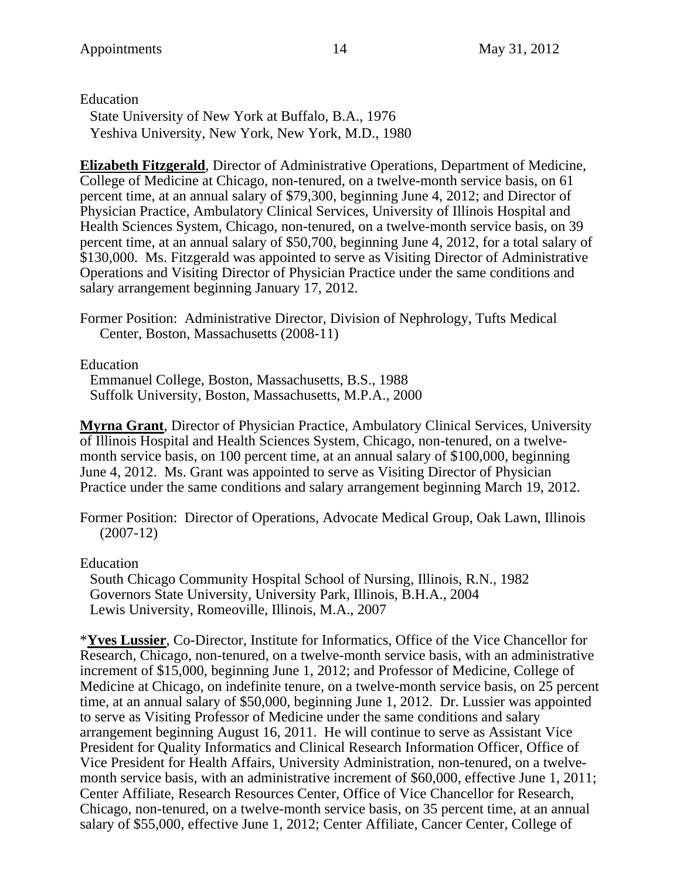Education
  State University of New York at Buffalo, B.A., 1976
  Yeshiva University, New York, New York, M.D., 1980

**Elizabeth Fitzgerald**, Director of Administrative Operations, Department of Medicine, College of Medicine at Chicago, non-tenured, on a twelve-month service basis, on 61 percent time, at an annual salary of $79,300, beginning June 4, 2012; and Director of Physician Practice, Ambulatory Clinical Services, University of Illinois Hospital and Health Sciences System, Chicago, non-tenured, on a twelve-month service basis, on 39 percent time, at an annual salary of $50,700, beginning June 4, 2012, for a total salary of $130,000. Ms. Fitzgerald was appointed to serve as Visiting Director of Administrative Operations and Visiting Director of Physician Practice under the same conditions and salary arrangement beginning January 17, 2012.

Former Position: Administrative Director, Division of Nephrology, Tufts Medical Center, Boston, Massachusetts (2008-11)

Education
  Emmanuel College, Boston, Massachusetts, B.S., 1988
  Suffolk University, Boston, Massachusetts, M.P.A., 2000

**Myrna Grant**, Director of Physician Practice, Ambulatory Clinical Services, University of Illinois Hospital and Health Sciences System, Chicago, non-tenured, on a twelve-month service basis, on 100 percent time, at an annual salary of $100,000, beginning June 4, 2012. Ms. Grant was appointed to serve as Visiting Director of Physician Practice under the same conditions and salary arrangement beginning March 19, 2012.

Former Position: Director of Operations, Advocate Medical Group, Oak Lawn, Illinois (2007-12)

Education
  South Chicago Community Hospital School of Nursing, Illinois, R.N., 1982
  Governors State University, University Park, Illinois, B.H.A., 2004
  Lewis University, Romeoville, Illinois, M.A., 2007

*__Yves Lussier__, Co-Director, Institute for Informatics, Office of the Vice Chancellor for Research, Chicago, non-tenured, on a twelve-month service basis, with an administrative increment of $15,000, beginning June 1, 2012; and Professor of Medicine, College of Medicine at Chicago, on indefinite tenure, on a twelve-month service basis, on 25 percent time, at an annual salary of $50,000, beginning June 1, 2012. Dr. Lussier was appointed to serve as Visiting Professor of Medicine under the same conditions and salary arrangement beginning August 16, 2011. He will continue to serve as Assistant Vice President for Quality Informatics and Clinical Research Information Officer, Office of Vice President for Health Affairs, University Administration, non-tenured, on a twelve-month service basis, with an administrative increment of $60,000, effective June 1, 2011; Center Affiliate, Research Resources Center, Office of Vice Chancellor for Research, Chicago, non-tenured, on a twelve-month service basis, on 35 percent time, at an annual salary of $55,000, effective June 1, 2012; Center Affiliate, Cancer Center, College of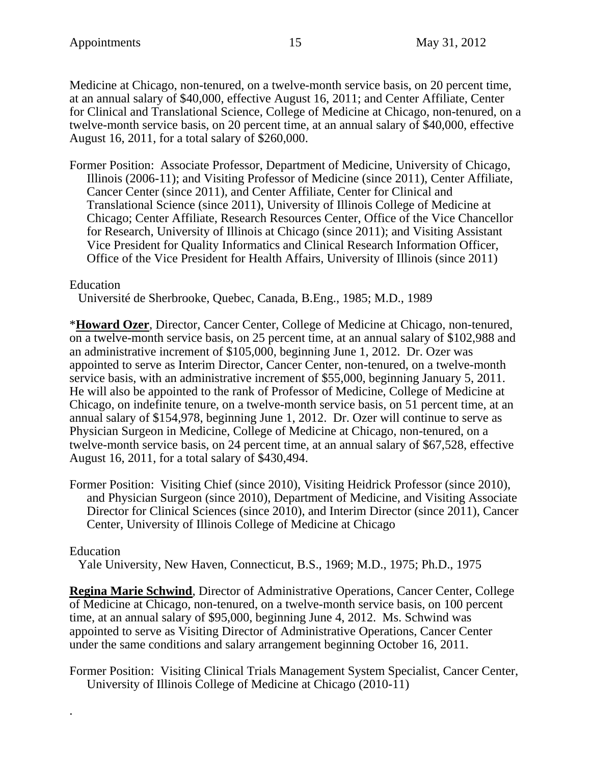Medicine at Chicago, non-tenured, on a twelve-month service basis, on 20 percent time, at an annual salary of $40,000, effective August 16, 2011; and Center Affiliate, Center for Clinical and Translational Science, College of Medicine at Chicago, non-tenured, on a twelve-month service basis, on 20 percent time, at an annual salary of $40,000, effective August 16, 2011, for a total salary of $260,000.

Former Position: Associate Professor, Department of Medicine, University of Chicago, Illinois (2006-11); and Visiting Professor of Medicine (since 2011), Center Affiliate, Cancer Center (since 2011), and Center Affiliate, Center for Clinical and Translational Science (since 2011), University of Illinois College of Medicine at Chicago; Center Affiliate, Research Resources Center, Office of the Vice Chancellor for Research, University of Illinois at Chicago (since 2011); and Visiting Assistant Vice President for Quality Informatics and Clinical Research Information Officer, Office of the Vice President for Health Affairs, University of Illinois (since 2011)

Education
Université de Sherbrooke, Quebec, Canada, B.Eng., 1985; M.D., 1989

*__**Howard Ozer**__, Director, Cancer Center, College of Medicine at Chicago, non-tenured, on a twelve-month service basis, on 25 percent time, at an annual salary of $102,988 and an administrative increment of $105,000, beginning June 1, 2012. Dr. Ozer was appointed to serve as Interim Director, Cancer Center, non-tenured, on a twelve-month service basis, with an administrative increment of $55,000, beginning January 5, 2011. He will also be appointed to the rank of Professor of Medicine, College of Medicine at Chicago, on indefinite tenure, on a twelve-month service basis, on 51 percent time, at an annual salary of $154,978, beginning June 1, 2012. Dr. Ozer will continue to serve as Physician Surgeon in Medicine, College of Medicine at Chicago, non-tenured, on a twelve-month service basis, on 24 percent time, at an annual salary of $67,528, effective August 16, 2011, for a total salary of $430,494.

Former Position: Visiting Chief (since 2010), Visiting Heidrick Professor (since 2010), and Physician Surgeon (since 2010), Department of Medicine, and Visiting Associate Director for Clinical Sciences (since 2010), and Interim Director (since 2011), Cancer Center, University of Illinois College of Medicine at Chicago

Education
Yale University, New Haven, Connecticut, B.S., 1969; M.D., 1975; Ph.D., 1975

__**Regina Marie Schwind**__, Director of Administrative Operations, Cancer Center, College of Medicine at Chicago, non-tenured, on a twelve-month service basis, on 100 percent time, at an annual salary of $95,000, beginning June 4, 2012. Ms. Schwind was appointed to serve as Visiting Director of Administrative Operations, Cancer Center under the same conditions and salary arrangement beginning October 16, 2011.

Former Position: Visiting Clinical Trials Management System Specialist, Cancer Center, University of Illinois College of Medicine at Chicago (2010-11)

.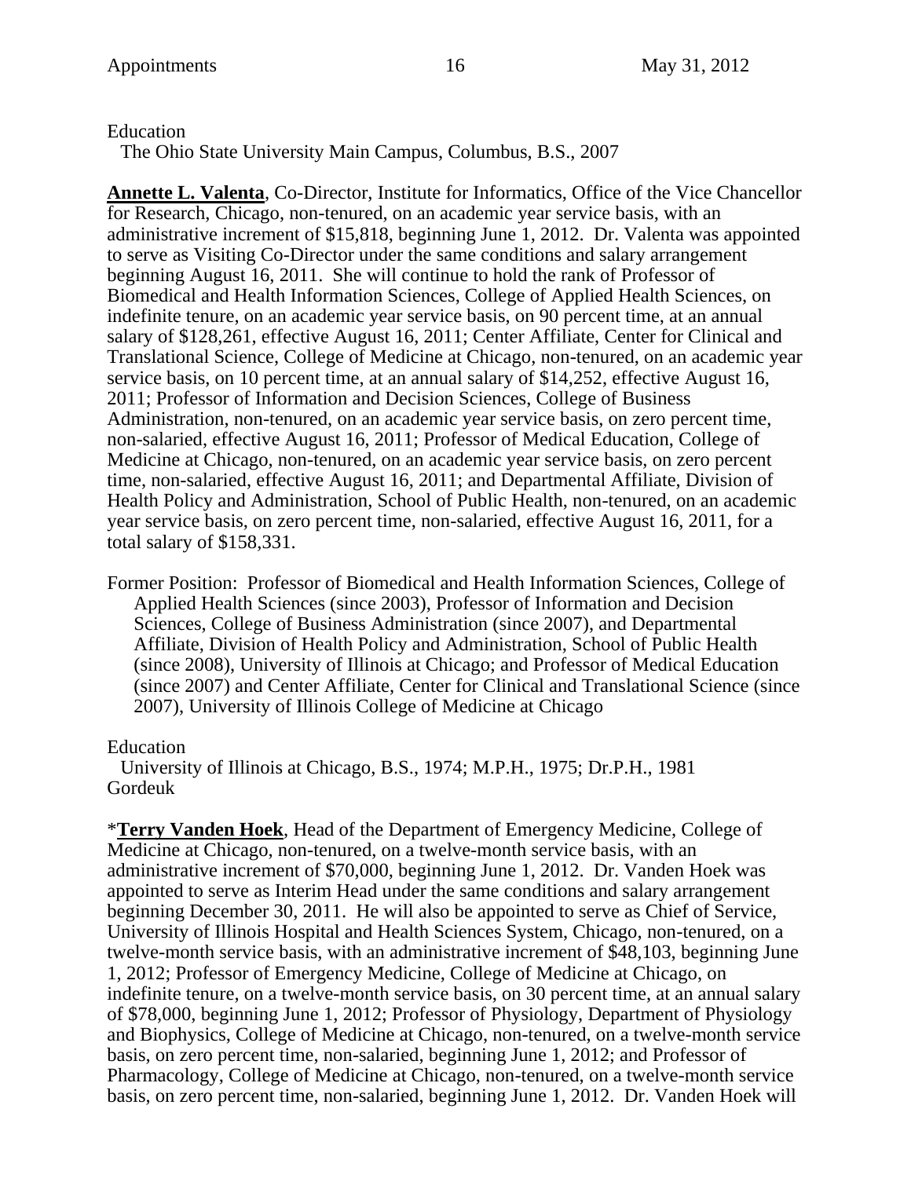Education

The Ohio State University Main Campus, Columbus, B.S., 2007

**Annette L. Valenta**, Co-Director, Institute for Informatics, Office of the Vice Chancellor for Research, Chicago, non-tenured, on an academic year service basis, with an administrative increment of $15,818, beginning June 1, 2012. Dr. Valenta was appointed to serve as Visiting Co-Director under the same conditions and salary arrangement beginning August 16, 2011. She will continue to hold the rank of Professor of Biomedical and Health Information Sciences, College of Applied Health Sciences, on indefinite tenure, on an academic year service basis, on 90 percent time, at an annual salary of $128,261, effective August 16, 2011; Center Affiliate, Center for Clinical and Translational Science, College of Medicine at Chicago, non-tenured, on an academic year service basis, on 10 percent time, at an annual salary of $14,252, effective August 16, 2011; Professor of Information and Decision Sciences, College of Business Administration, non-tenured, on an academic year service basis, on zero percent time, non-salaried, effective August 16, 2011; Professor of Medical Education, College of Medicine at Chicago, non-tenured, on an academic year service basis, on zero percent time, non-salaried, effective August 16, 2011; and Departmental Affiliate, Division of Health Policy and Administration, School of Public Health, non-tenured, on an academic year service basis, on zero percent time, non-salaried, effective August 16, 2011, for a total salary of $158,331.

Former Position: Professor of Biomedical and Health Information Sciences, College of Applied Health Sciences (since 2003), Professor of Information and Decision Sciences, College of Business Administration (since 2007), and Departmental Affiliate, Division of Health Policy and Administration, School of Public Health (since 2008), University of Illinois at Chicago; and Professor of Medical Education (since 2007) and Center Affiliate, Center for Clinical and Translational Science (since 2007), University of Illinois College of Medicine at Chicago

Education

University of Illinois at Chicago, B.S., 1974; M.P.H., 1975; Dr.P.H., 1981
Gordeuk

*__Terry Vanden Hoek__, Head of the Department of Emergency Medicine, College of Medicine at Chicago, non-tenured, on a twelve-month service basis, with an administrative increment of $70,000, beginning June 1, 2012. Dr. Vanden Hoek was appointed to serve as Interim Head under the same conditions and salary arrangement beginning December 30, 2011. He will also be appointed to serve as Chief of Service, University of Illinois Hospital and Health Sciences System, Chicago, non-tenured, on a twelve-month service basis, with an administrative increment of $48,103, beginning June 1, 2012; Professor of Emergency Medicine, College of Medicine at Chicago, on indefinite tenure, on a twelve-month service basis, on 30 percent time, at an annual salary of $78,000, beginning June 1, 2012; Professor of Physiology, Department of Physiology and Biophysics, College of Medicine at Chicago, non-tenured, on a twelve-month service basis, on zero percent time, non-salaried, beginning June 1, 2012; and Professor of Pharmacology, College of Medicine at Chicago, non-tenured, on a twelve-month service basis, on zero percent time, non-salaried, beginning June 1, 2012. Dr. Vanden Hoek will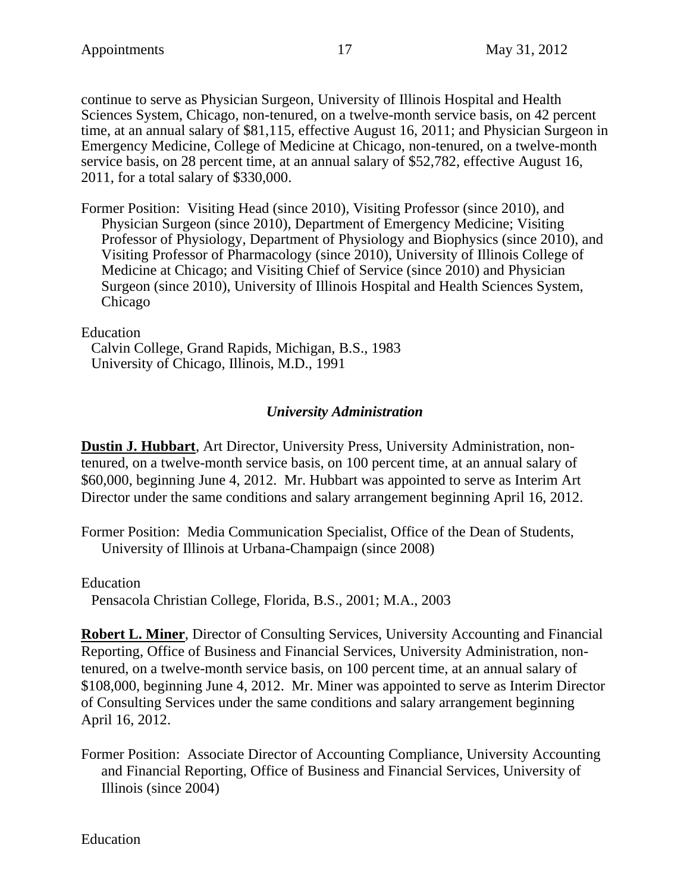continue to serve as Physician Surgeon, University of Illinois Hospital and Health Sciences System, Chicago, non-tenured, on a twelve-month service basis, on 42 percent time, at an annual salary of $81,115, effective August 16, 2011; and Physician Surgeon in Emergency Medicine, College of Medicine at Chicago, non-tenured, on a twelve-month service basis, on 28 percent time, at an annual salary of $52,782, effective August 16, 2011, for a total salary of $330,000.

Former Position: Visiting Head (since 2010), Visiting Professor (since 2010), and Physician Surgeon (since 2010), Department of Emergency Medicine; Visiting Professor of Physiology, Department of Physiology and Biophysics (since 2010), and Visiting Professor of Pharmacology (since 2010), University of Illinois College of Medicine at Chicago; and Visiting Chief of Service (since 2010) and Physician Surgeon (since 2010), University of Illinois Hospital and Health Sciences System, Chicago

Education
Calvin College, Grand Rapids, Michigan, B.S., 1983
University of Chicago, Illinois, M.D., 1991

### *University Administration*

**Dustin J. Hubbart**, Art Director, University Press, University Administration, non-tenured, on a twelve-month service basis, on 100 percent time, at an annual salary of $60,000, beginning June 4, 2012. Mr. Hubbart was appointed to serve as Interim Art Director under the same conditions and salary arrangement beginning April 16, 2012.

Former Position: Media Communication Specialist, Office of the Dean of Students, University of Illinois at Urbana-Champaign (since 2008)

Education
Pensacola Christian College, Florida, B.S., 2001; M.A., 2003

**Robert L. Miner**, Director of Consulting Services, University Accounting and Financial Reporting, Office of Business and Financial Services, University Administration, non-tenured, on a twelve-month service basis, on 100 percent time, at an annual salary of $108,000, beginning June 4, 2012. Mr. Miner was appointed to serve as Interim Director of Consulting Services under the same conditions and salary arrangement beginning April 16, 2012.

Former Position: Associate Director of Accounting Compliance, University Accounting and Financial Reporting, Office of Business and Financial Services, University of Illinois (since 2004)

Education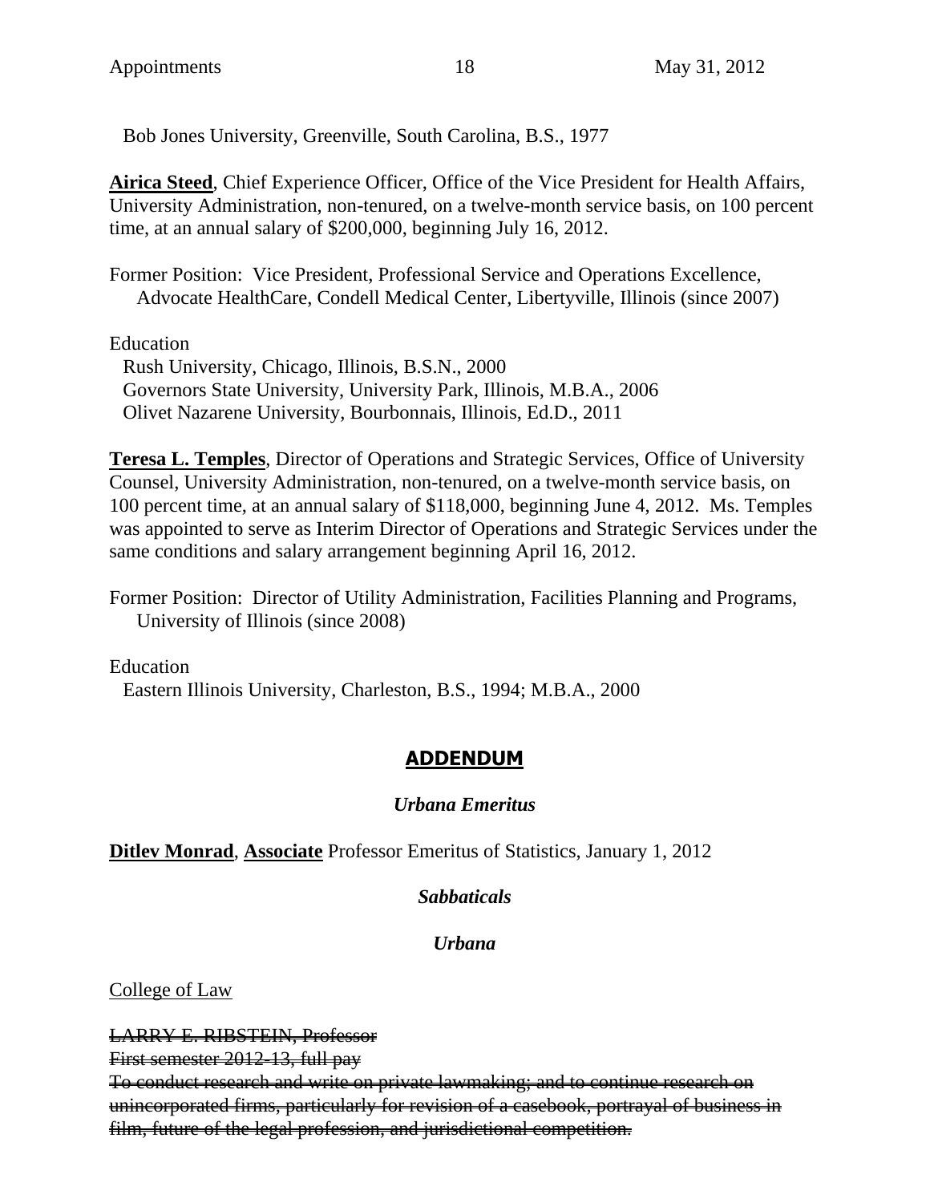Bob Jones University, Greenville, South Carolina, B.S., 1977

**Airica Steed**, Chief Experience Officer, Office of the Vice President for Health Affairs, University Administration, non-tenured, on a twelve-month service basis, on 100 percent time, at an annual salary of $200,000, beginning July 16, 2012.

Former Position: Vice President, Professional Service and Operations Excellence, Advocate HealthCare, Condell Medical Center, Libertyville, Illinois (since 2007)

Education
Rush University, Chicago, Illinois, B.S.N., 2000
Governors State University, University Park, Illinois, M.B.A., 2006
Olivet Nazarene University, Bourbonnais, Illinois, Ed.D., 2011

**Teresa L. Temples**, Director of Operations and Strategic Services, Office of University Counsel, University Administration, non-tenured, on a twelve-month service basis, on 100 percent time, at an annual salary of $118,000, beginning June 4, 2012. Ms. Temples was appointed to serve as Interim Director of Operations and Strategic Services under the same conditions and salary arrangement beginning April 16, 2012.

Former Position: Director of Utility Administration, Facilities Planning and Programs, University of Illinois (since 2008)

Education
Eastern Illinois University, Charleston, B.S., 1994; M.B.A., 2000

## ADDENDUM

### *Urbana Emeritus*

**Ditlev Monrad**, **Associate** Professor Emeritus of Statistics, January 1, 2012

### *Sabbaticals*

### *Urbana*

College of Law

~~LARRY E. RIBSTEIN, Professor~~
~~First semester 2012-13, full pay~~
~~To conduct research and write on private lawmaking; and to continue research on unincorporated firms, particularly for revision of a casebook, portrayal of business in film, future of the legal profession, and jurisdictional competition.~~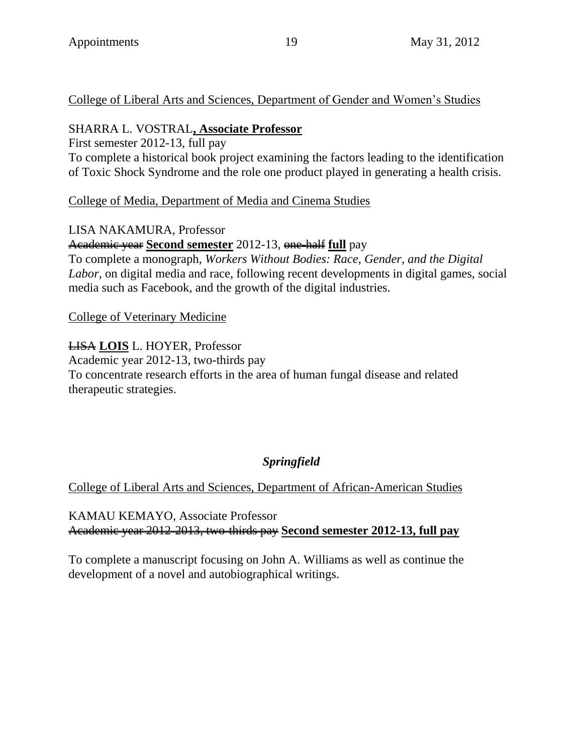College of Liberal Arts and Sciences, Department of Gender and Women's Studies

SHARRA L. VOSTRAL**, Associate Professor**
First semester 2012-13, full pay
To complete a historical book project examining the factors leading to the identification of Toxic Shock Syndrome and the role one product played in generating a health crisis.

College of Media, Department of Media and Cinema Studies

LISA NAKAMURA, Professor
~~Academic year~~ **Second semester** 2012-13, ~~one-half~~ **full** pay
To complete a monograph, *Workers Without Bodies: Race, Gender, and the Digital Labor*, on digital media and race, following recent developments in digital games, social media such as Facebook, and the growth of the digital industries.

College of Veterinary Medicine

~~LISA~~ **LOIS** L. HOYER, Professor
Academic year 2012-13, two-thirds pay
To concentrate research efforts in the area of human fungal disease and related therapeutic strategies.

## *Springfield*

College of Liberal Arts and Sciences, Department of African-American Studies

KAMAU KEMAYO, Associate Professor
~~Academic year 2012-2013, two-thirds pay~~ **Second semester 2012-13, full pay**

To complete a manuscript focusing on John A. Williams as well as continue the development of a novel and autobiographical writings.